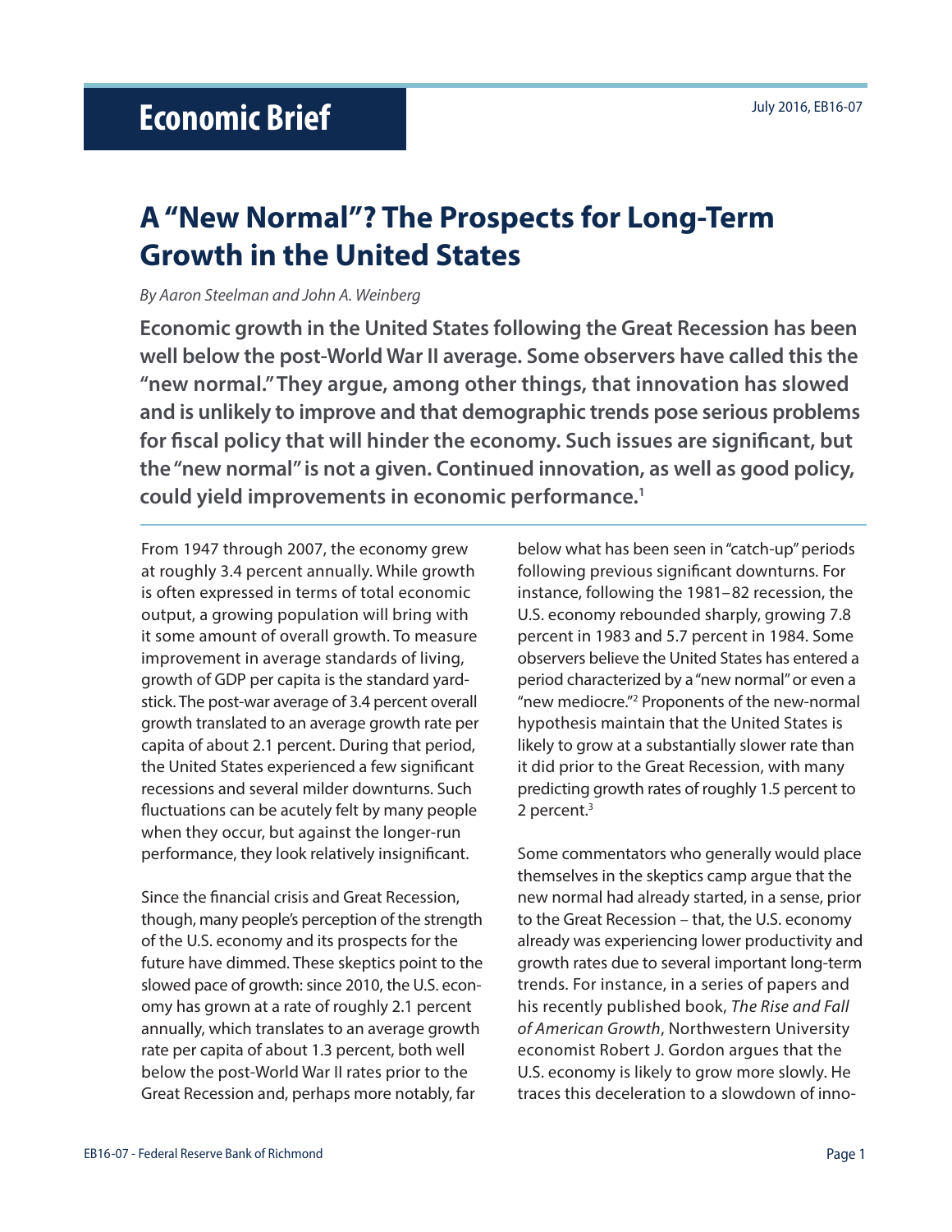Economic Brief

July 2016, EB16-07

# A "New Normal"? The Prospects for Long-Term Growth in the United States

*By Aaron Steelman and John A. Weinberg*

**Economic growth in the United States following the Great Recession has been well below the post-World War II average. Some observers have called this the "new normal." They argue, among other things, that innovation has slowed and is unlikely to improve and that demographic trends pose serious problems for fiscal policy that will hinder the economy. Such issues are significant, but the "new normal" is not a given. Continued innovation, as well as good policy, could yield improvements in economic performance.[1]**

From 1947 through 2007, the economy grew at roughly 3.4 percent annually. While growth is often expressed in terms of total economic output, a growing population will bring with it some amount of overall growth. To measure improvement in average standards of living, growth of GDP per capita is the standard yardstick. The post-war average of 3.4 percent overall growth translated to an average growth rate per capita of about 2.1 percent. During that period, the United States experienced a few significant recessions and several milder downturns. Such fluctuations can be acutely felt by many people when they occur, but against the longer-run performance, they look relatively insignificant.

Since the financial crisis and Great Recession, though, many people's perception of the strength of the U.S. economy and its prospects for the future have dimmed. These skeptics point to the slowed pace of growth: since 2010, the U.S. economy has grown at a rate of roughly 2.1 percent annually, which translates to an average growth rate per capita of about 1.3 percent, both well below the post-World War II rates prior to the Great Recession and, perhaps more notably, far below what has been seen in "catch-up" periods following previous significant downturns. For instance, following the 1981–82 recession, the U.S. economy rebounded sharply, growing 7.8 percent in 1983 and 5.7 percent in 1984. Some observers believe the United States has entered a period characterized by a "new normal" or even a "new mediocre."[2] Proponents of the new-normal hypothesis maintain that the United States is likely to grow at a substantially slower rate than it did prior to the Great Recession, with many predicting growth rates of roughly 1.5 percent to 2 percent.[3]

Some commentators who generally would place themselves in the skeptics camp argue that the new normal had already started, in a sense, prior to the Great Recession – that, the U.S. economy already was experiencing lower productivity and growth rates due to several important long-term trends. For instance, in a series of papers and his recently published book, *The Rise and Fall of American Growth*, Northwestern University economist Robert J. Gordon argues that the U.S. economy is likely to grow more slowly. He traces this deceleration to a slowdown of inno-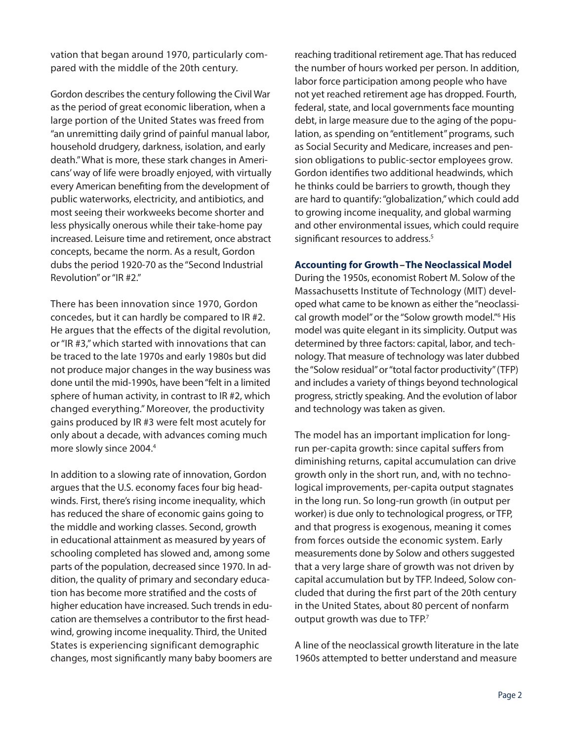vation that began around 1970, particularly compared with the middle of the 20th century.

Gordon describes the century following the Civil War as the period of great economic liberation, when a large portion of the United States was freed from "an unremitting daily grind of painful manual labor, household drudgery, darkness, isolation, and early death." What is more, these stark changes in Americans' way of life were broadly enjoyed, with virtually every American benefiting from the development of public waterworks, electricity, and antibiotics, and most seeing their workweeks become shorter and less physically onerous while their take-home pay increased. Leisure time and retirement, once abstract concepts, became the norm. As a result, Gordon dubs the period 1920-70 as the "Second Industrial Revolution" or "IR #2."

There has been innovation since 1970, Gordon concedes, but it can hardly be compared to IR #2. He argues that the effects of the digital revolution, or "IR #3," which started with innovations that can be traced to the late 1970s and early 1980s but did not produce major changes in the way business was done until the mid-1990s, have been "felt in a limited sphere of human activity, in contrast to IR #2, which changed everything." Moreover, the productivity gains produced by IR #3 were felt most acutely for only about a decade, with advances coming much more slowly since 2004.[4]

In addition to a slowing rate of innovation, Gordon argues that the U.S. economy faces four big headwinds. First, there's rising income inequality, which has reduced the share of economic gains going to the middle and working classes. Second, growth in educational attainment as measured by years of schooling completed has slowed and, among some parts of the population, decreased since 1970. In addition, the quality of primary and secondary education has become more stratified and the costs of higher education have increased. Such trends in education are themselves a contributor to the first headwind, growing income inequality. Third, the United States is experiencing significant demographic changes, most significantly many baby boomers are reaching traditional retirement age. That has reduced the number of hours worked per person. In addition, labor force participation among people who have not yet reached retirement age has dropped. Fourth, federal, state, and local governments face mounting debt, in large measure due to the aging of the population, as spending on "entitlement" programs, such as Social Security and Medicare, increases and pension obligations to public-sector employees grow. Gordon identifies two additional headwinds, which he thinks could be barriers to growth, though they are hard to quantify: "globalization," which could add to growing income inequality, and global warming and other environmental issues, which could require significant resources to address.[5]

### Accounting for Growth – The Neoclassical Model

During the 1950s, economist Robert M. Solow of the Massachusetts Institute of Technology (MIT) developed what came to be known as either the "neoclassical growth model" or the "Solow growth model."[6] His model was quite elegant in its simplicity. Output was determined by three factors: capital, labor, and technology. That measure of technology was later dubbed the "Solow residual" or "total factor productivity" (TFP) and includes a variety of things beyond technological progress, strictly speaking. And the evolution of labor and technology was taken as given.

The model has an important implication for long-run per-capita growth: since capital suffers from diminishing returns, capital accumulation can drive growth only in the short run, and, with no technological improvements, per-capita output stagnates in the long run. So long-run growth (in output per worker) is due only to technological progress, or TFP, and that progress is exogenous, meaning it comes from forces outside the economic system. Early measurements done by Solow and others suggested that a very large share of growth was not driven by capital accumulation but by TFP. Indeed, Solow concluded that during the first part of the 20th century in the United States, about 80 percent of nonfarm output growth was due to TFP.[7]

A line of the neoclassical growth literature in the late 1960s attempted to better understand and measure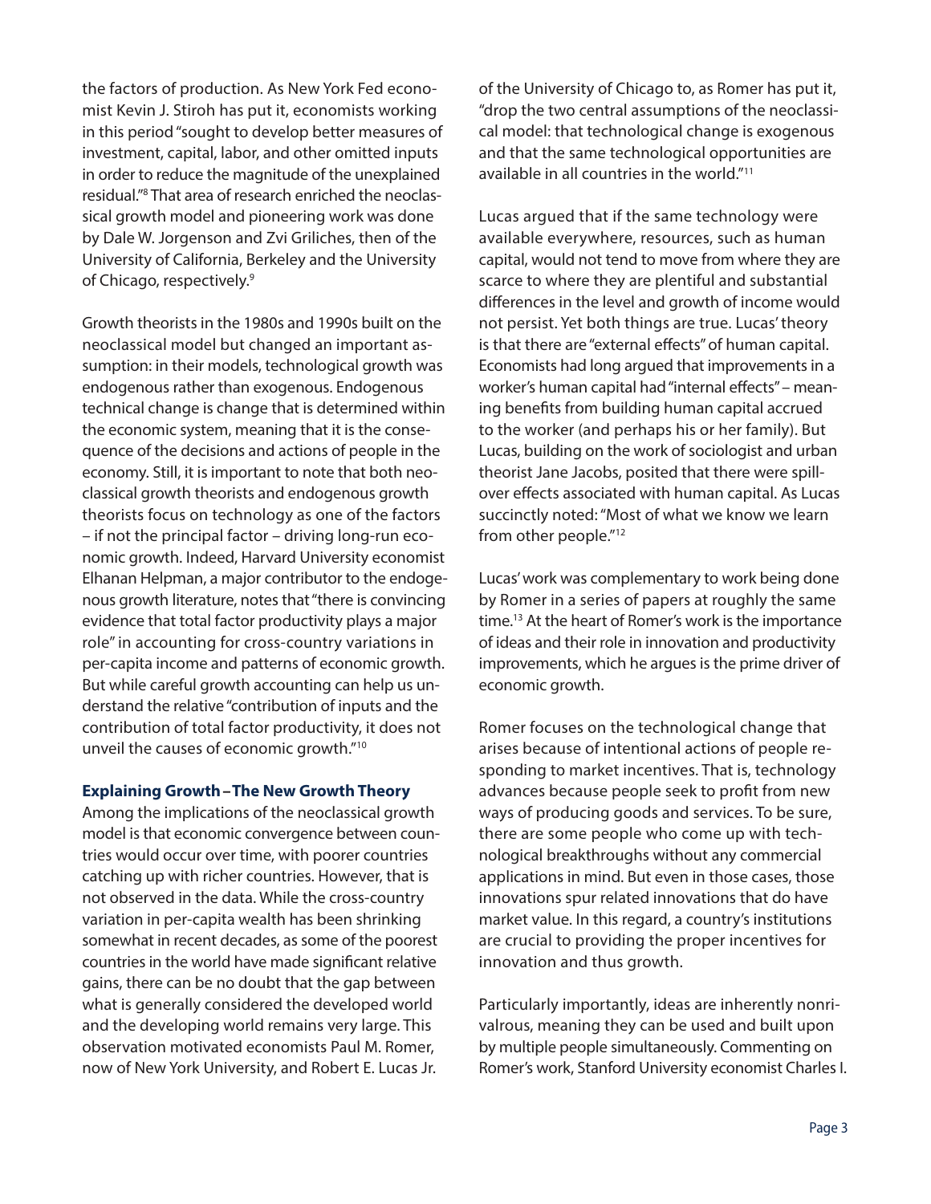the factors of production. As New York Fed economist Kevin J. Stiroh has put it, economists working in this period "sought to develop better measures of investment, capital, labor, and other omitted inputs in order to reduce the magnitude of the unexplained residual."[8] That area of research enriched the neoclassical growth model and pioneering work was done by Dale W. Jorgenson and Zvi Griliches, then of the University of California, Berkeley and the University of Chicago, respectively.[9]

Growth theorists in the 1980s and 1990s built on the neoclassical model but changed an important assumption: in their models, technological growth was endogenous rather than exogenous. Endogenous technical change is change that is determined within the economic system, meaning that it is the consequence of the decisions and actions of people in the economy. Still, it is important to note that both neoclassical growth theorists and endogenous growth theorists focus on technology as one of the factors – if not the principal factor – driving long-run economic growth. Indeed, Harvard University economist Elhanan Helpman, a major contributor to the endogenous growth literature, notes that "there is convincing evidence that total factor productivity plays a major role" in accounting for cross-country variations in per-capita income and patterns of economic growth. But while careful growth accounting can help us understand the relative "contribution of inputs and the contribution of total factor productivity, it does not unveil the causes of economic growth."[10]

### Explaining Growth – The New Growth Theory

Among the implications of the neoclassical growth model is that economic convergence between countries would occur over time, with poorer countries catching up with richer countries. However, that is not observed in the data. While the cross-country variation in per-capita wealth has been shrinking somewhat in recent decades, as some of the poorest countries in the world have made significant relative gains, there can be no doubt that the gap between what is generally considered the developed world and the developing world remains very large. This observation motivated economists Paul M. Romer, now of New York University, and Robert E. Lucas Jr. of the University of Chicago to, as Romer has put it, "drop the two central assumptions of the neoclassical model: that technological change is exogenous and that the same technological opportunities are available in all countries in the world."[11]

Lucas argued that if the same technology were available everywhere, resources, such as human capital, would not tend to move from where they are scarce to where they are plentiful and substantial differences in the level and growth of income would not persist. Yet both things are true. Lucas' theory is that there are "external effects" of human capital. Economists had long argued that improvements in a worker's human capital had "internal effects" – meaning benefits from building human capital accrued to the worker (and perhaps his or her family). But Lucas, building on the work of sociologist and urban theorist Jane Jacobs, posited that there were spillover effects associated with human capital. As Lucas succinctly noted: "Most of what we know we learn from other people."[12]

Lucas' work was complementary to work being done by Romer in a series of papers at roughly the same time.[13] At the heart of Romer's work is the importance of ideas and their role in innovation and productivity improvements, which he argues is the prime driver of economic growth.

Romer focuses on the technological change that arises because of intentional actions of people responding to market incentives. That is, technology advances because people seek to profit from new ways of producing goods and services. To be sure, there are some people who come up with technological breakthroughs without any commercial applications in mind. But even in those cases, those innovations spur related innovations that do have market value. In this regard, a country's institutions are crucial to providing the proper incentives for innovation and thus growth.

Particularly importantly, ideas are inherently nonrivalrous, meaning they can be used and built upon by multiple people simultaneously. Commenting on Romer's work, Stanford University economist Charles I.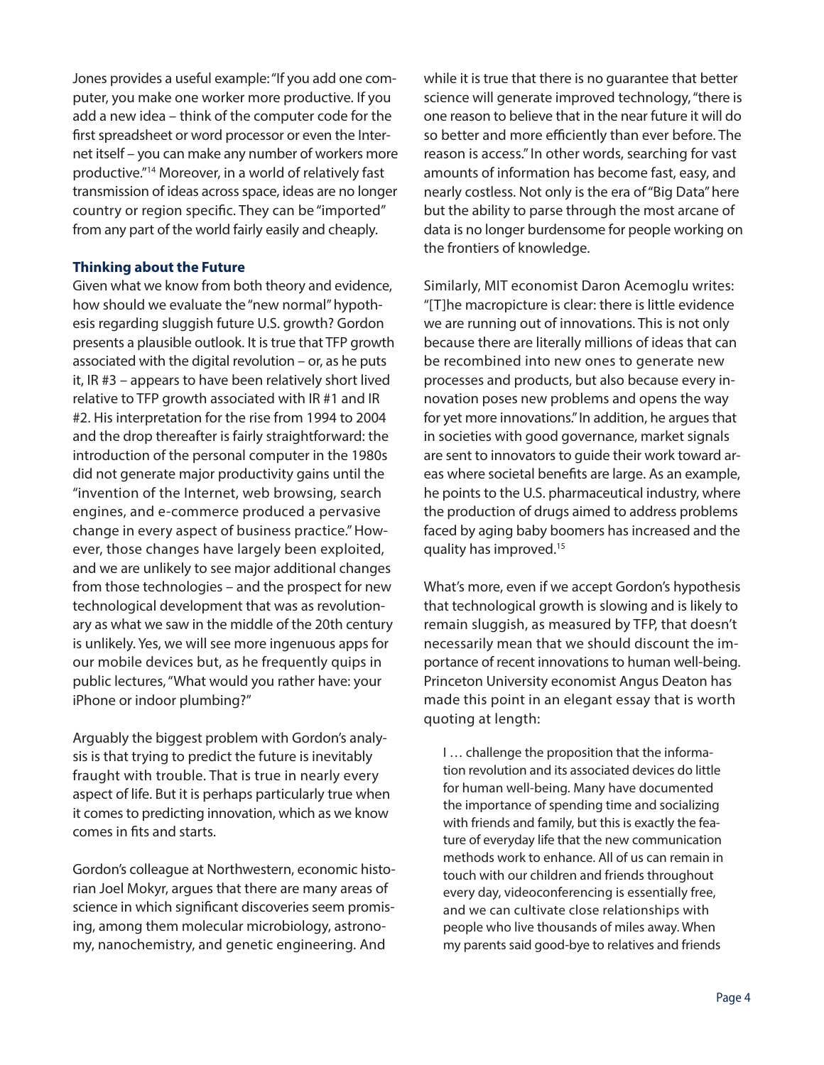Jones provides a useful example: "If you add one computer, you make one worker more productive. If you add a new idea – think of the computer code for the first spreadsheet or word processor or even the Internet itself – you can make any number of workers more productive."[14] Moreover, in a world of relatively fast transmission of ideas across space, ideas are no longer country or region specific. They can be "imported" from any part of the world fairly easily and cheaply.

### Thinking about the Future

Given what we know from both theory and evidence, how should we evaluate the "new normal" hypothesis regarding sluggish future U.S. growth? Gordon presents a plausible outlook. It is true that TFP growth associated with the digital revolution – or, as he puts it, IR #3 – appears to have been relatively short lived relative to TFP growth associated with IR #1 and IR #2. His interpretation for the rise from 1994 to 2004 and the drop thereafter is fairly straightforward: the introduction of the personal computer in the 1980s did not generate major productivity gains until the "invention of the Internet, web browsing, search engines, and e-commerce produced a pervasive change in every aspect of business practice." However, those changes have largely been exploited, and we are unlikely to see major additional changes from those technologies – and the prospect for new technological development that was as revolutionary as what we saw in the middle of the 20th century is unlikely. Yes, we will see more ingenuous apps for our mobile devices but, as he frequently quips in public lectures, "What would you rather have: your iPhone or indoor plumbing?"

Arguably the biggest problem with Gordon's analysis is that trying to predict the future is inevitably fraught with trouble. That is true in nearly every aspect of life. But it is perhaps particularly true when it comes to predicting innovation, which as we know comes in fits and starts.

Gordon's colleague at Northwestern, economic historian Joel Mokyr, argues that there are many areas of science in which significant discoveries seem promising, among them molecular microbiology, astronomy, nanochemistry, and genetic engineering. And while it is true that there is no guarantee that better science will generate improved technology, "there is one reason to believe that in the near future it will do so better and more efficiently than ever before. The reason is access." In other words, searching for vast amounts of information has become fast, easy, and nearly costless. Not only is the era of "Big Data" here but the ability to parse through the most arcane of data is no longer burdensome for people working on the frontiers of knowledge.

Similarly, MIT economist Daron Acemoglu writes: "[T]he macropicture is clear: there is little evidence we are running out of innovations. This is not only because there are literally millions of ideas that can be recombined into new ones to generate new processes and products, but also because every innovation poses new problems and opens the way for yet more innovations." In addition, he argues that in societies with good governance, market signals are sent to innovators to guide their work toward areas where societal benefits are large. As an example, he points to the U.S. pharmaceutical industry, where the production of drugs aimed to address problems faced by aging baby boomers has increased and the quality has improved.[15]

What's more, even if we accept Gordon's hypothesis that technological growth is slowing and is likely to remain sluggish, as measured by TFP, that doesn't necessarily mean that we should discount the importance of recent innovations to human well-being. Princeton University economist Angus Deaton has made this point in an elegant essay that is worth quoting at length:

> I … challenge the proposition that the information revolution and its associated devices do little for human well-being. Many have documented the importance of spending time and socializing with friends and family, but this is exactly the feature of everyday life that the new communication methods work to enhance. All of us can remain in touch with our children and friends throughout every day, videoconferencing is essentially free, and we can cultivate close relationships with people who live thousands of miles away. When my parents said good-bye to relatives and friends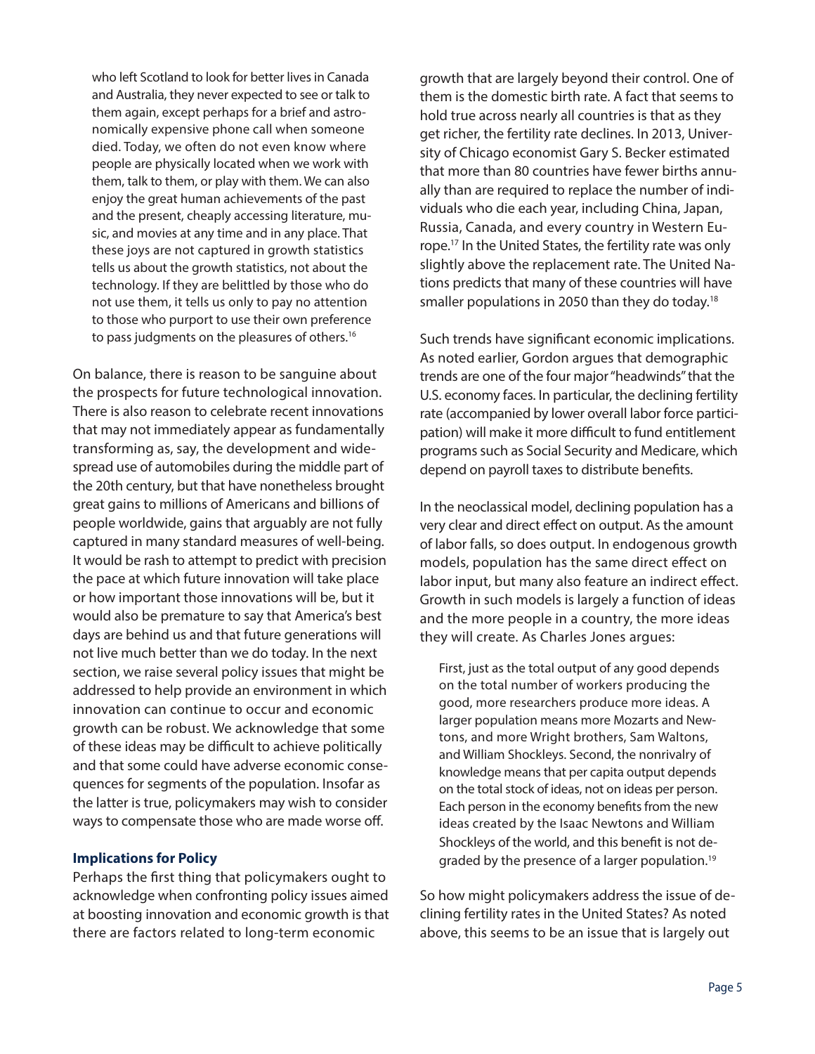> who left Scotland to look for better lives in Canada and Australia, they never expected to see or talk to them again, except perhaps for a brief and astronomically expensive phone call when someone died. Today, we often do not even know where people are physically located when we work with them, talk to them, or play with them. We can also enjoy the great human achievements of the past and the present, cheaply accessing literature, music, and movies at any time and in any place. That these joys are not captured in growth statistics tells us about the growth statistics, not about the technology. If they are belittled by those who do not use them, it tells us only to pay no attention to those who purport to use their own preference to pass judgments on the pleasures of others.[16]

On balance, there is reason to be sanguine about the prospects for future technological innovation. There is also reason to celebrate recent innovations that may not immediately appear as fundamentally transforming as, say, the development and widespread use of automobiles during the middle part of the 20th century, but that have nonetheless brought great gains to millions of Americans and billions of people worldwide, gains that arguably are not fully captured in many standard measures of well-being. It would be rash to attempt to predict with precision the pace at which future innovation will take place or how important those innovations will be, but it would also be premature to say that America's best days are behind us and that future generations will not live much better than we do today. In the next section, we raise several policy issues that might be addressed to help provide an environment in which innovation can continue to occur and economic growth can be robust. We acknowledge that some of these ideas may be difficult to achieve politically and that some could have adverse economic consequences for segments of the population. Insofar as the latter is true, policymakers may wish to consider ways to compensate those who are made worse off.

### Implications for Policy

Perhaps the first thing that policymakers ought to acknowledge when confronting policy issues aimed at boosting innovation and economic growth is that there are factors related to long-term economic growth that are largely beyond their control. One of them is the domestic birth rate. A fact that seems to hold true across nearly all countries is that as they get richer, the fertility rate declines. In 2013, University of Chicago economist Gary S. Becker estimated that more than 80 countries have fewer births annually than are required to replace the number of individuals who die each year, including China, Japan, Russia, Canada, and every country in Western Europe.[17] In the United States, the fertility rate was only slightly above the replacement rate. The United Nations predicts that many of these countries will have smaller populations in 2050 than they do today.[18]

Such trends have significant economic implications. As noted earlier, Gordon argues that demographic trends are one of the four major "headwinds" that the U.S. economy faces. In particular, the declining fertility rate (accompanied by lower overall labor force participation) will make it more difficult to fund entitlement programs such as Social Security and Medicare, which depend on payroll taxes to distribute benefits.

In the neoclassical model, declining population has a very clear and direct effect on output. As the amount of labor falls, so does output. In endogenous growth models, population has the same direct effect on labor input, but many also feature an indirect effect. Growth in such models is largely a function of ideas and the more people in a country, the more ideas they will create. As Charles Jones argues:

> First, just as the total output of any good depends on the total number of workers producing the good, more researchers produce more ideas. A larger population means more Mozarts and Newtons, and more Wright brothers, Sam Waltons, and William Shockleys. Second, the nonrivalry of knowledge means that per capita output depends on the total stock of ideas, not on ideas per person. Each person in the economy benefits from the new ideas created by the Isaac Newtons and William Shockleys of the world, and this benefit is not degraded by the presence of a larger population.[19]

So how might policymakers address the issue of declining fertility rates in the United States? As noted above, this seems to be an issue that is largely out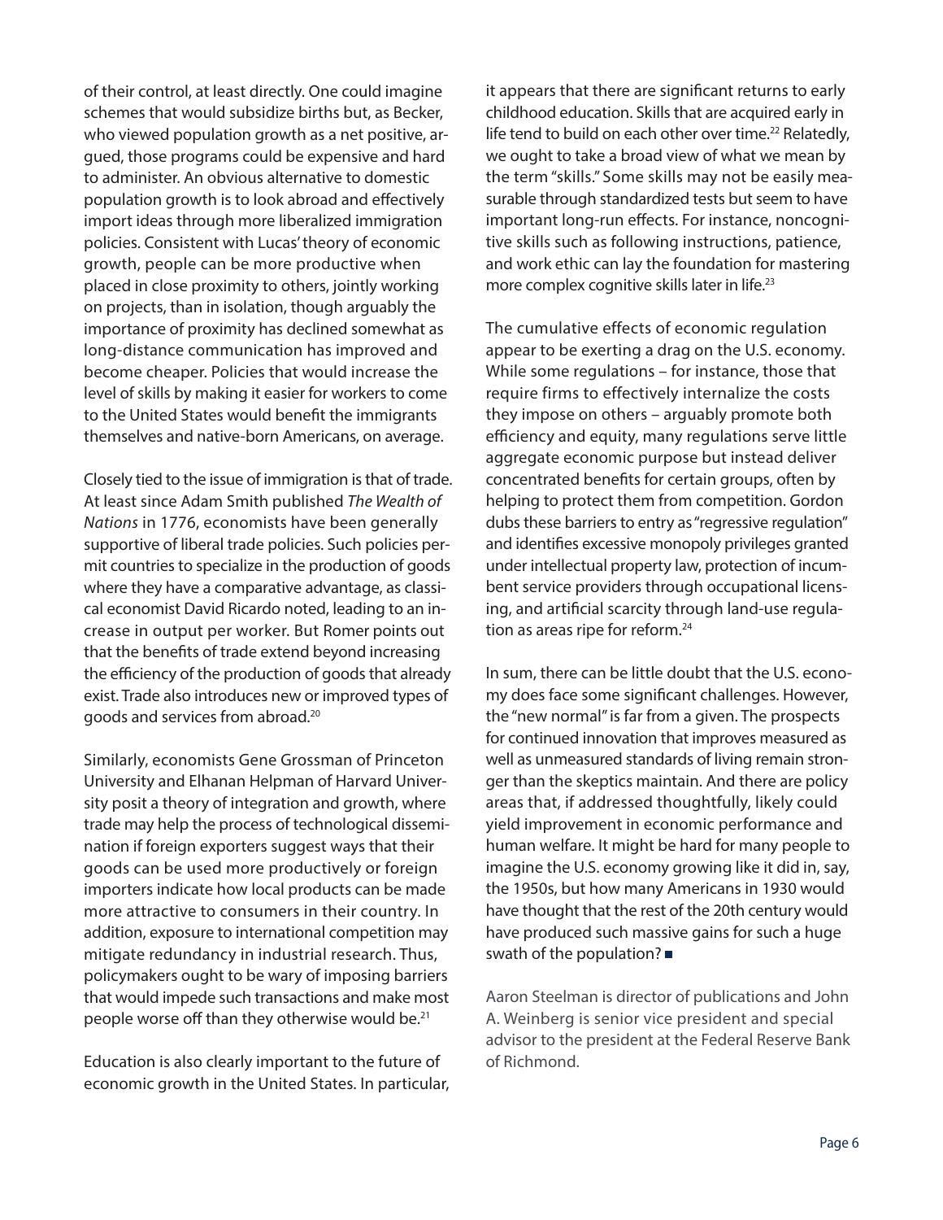of their control, at least directly. One could imagine schemes that would subsidize births but, as Becker, who viewed population growth as a net positive, argued, those programs could be expensive and hard to administer. An obvious alternative to domestic population growth is to look abroad and effectively import ideas through more liberalized immigration policies. Consistent with Lucas' theory of economic growth, people can be more productive when placed in close proximity to others, jointly working on projects, than in isolation, though arguably the importance of proximity has declined somewhat as long-distance communication has improved and become cheaper. Policies that would increase the level of skills by making it easier for workers to come to the United States would benefit the immigrants themselves and native-born Americans, on average.

Closely tied to the issue of immigration is that of trade. At least since Adam Smith published *The Wealth of Nations* in 1776, economists have been generally supportive of liberal trade policies. Such policies permit countries to specialize in the production of goods where they have a comparative advantage, as classical economist David Ricardo noted, leading to an increase in output per worker. But Romer points out that the benefits of trade extend beyond increasing the efficiency of the production of goods that already exist. Trade also introduces new or improved types of goods and services from abroad.[20]

Similarly, economists Gene Grossman of Princeton University and Elhanan Helpman of Harvard University posit a theory of integration and growth, where trade may help the process of technological dissemination if foreign exporters suggest ways that their goods can be used more productively or foreign importers indicate how local products can be made more attractive to consumers in their country. In addition, exposure to international competition may mitigate redundancy in industrial research. Thus, policymakers ought to be wary of imposing barriers that would impede such transactions and make most people worse off than they otherwise would be.[21]

Education is also clearly important to the future of economic growth in the United States. In particular, it appears that there are significant returns to early childhood education. Skills that are acquired early in life tend to build on each other over time.[22] Relatedly, we ought to take a broad view of what we mean by the term "skills." Some skills may not be easily measurable through standardized tests but seem to have important long-run effects. For instance, noncognitive skills such as following instructions, patience, and work ethic can lay the foundation for mastering more complex cognitive skills later in life.[23]

The cumulative effects of economic regulation appear to be exerting a drag on the U.S. economy. While some regulations – for instance, those that require firms to effectively internalize the costs they impose on others – arguably promote both efficiency and equity, many regulations serve little aggregate economic purpose but instead deliver concentrated benefits for certain groups, often by helping to protect them from competition. Gordon dubs these barriers to entry as "regressive regulation" and identifies excessive monopoly privileges granted under intellectual property law, protection of incumbent service providers through occupational licensing, and artificial scarcity through land-use regulation as areas ripe for reform.[24]

In sum, there can be little doubt that the U.S. economy does face some significant challenges. However, the "new normal" is far from a given. The prospects for continued innovation that improves measured as well as unmeasured standards of living remain stronger than the skeptics maintain. And there are policy areas that, if addressed thoughtfully, likely could yield improvement in economic performance and human welfare. It might be hard for many people to imagine the U.S. economy growing like it did in, say, the 1950s, but how many Americans in 1930 would have thought that the rest of the 20th century would have produced such massive gains for such a huge swath of the population? ■

Aaron Steelman is director of publications and John A. Weinberg is senior vice president and special advisor to the president at the Federal Reserve Bank of Richmond.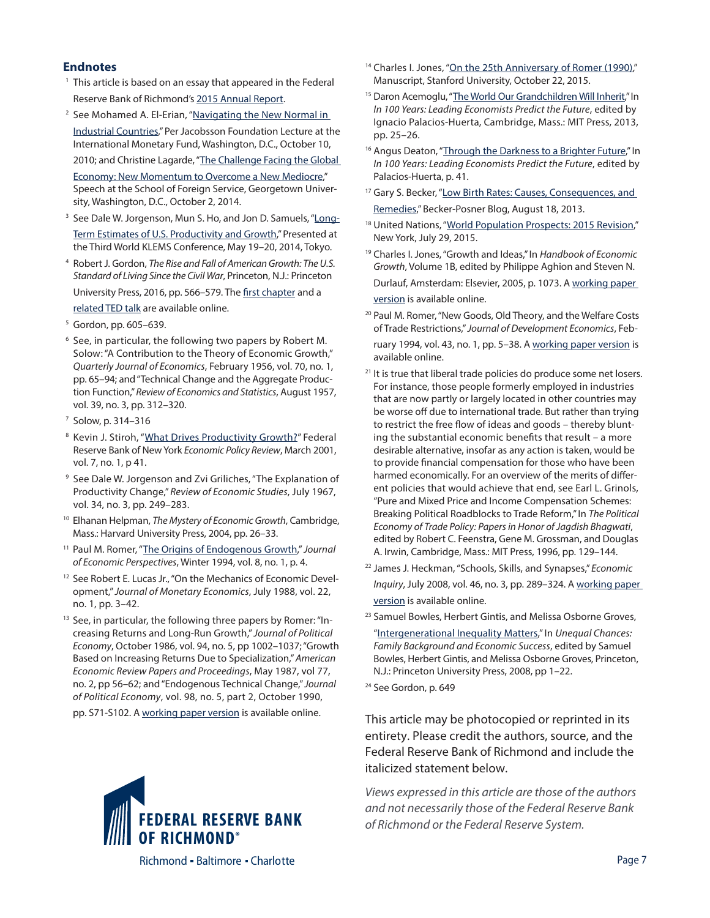## Endnotes

1. This article is based on an essay that appeared in the Federal Reserve Bank of Richmond's 2015 Annual Report.
2. See Mohamed A. El-Erian, "Navigating the New Normal in Industrial Countries," Per Jacobsson Foundation Lecture at the International Monetary Fund, Washington, D.C., October 10, 2010; and Christine Lagarde, "The Challenge Facing the Global Economy: New Momentum to Overcome a New Mediocre," Speech at the School of Foreign Service, Georgetown University, Washington, D.C., October 2, 2014.
3. See Dale W. Jorgenson, Mun S. Ho, and Jon D. Samuels, "Long-Term Estimates of U.S. Productivity and Growth," Presented at the Third World KLEMS Conference, May 19–20, 2014, Tokyo.
4. Robert J. Gordon, *The Rise and Fall of American Growth: The U.S. Standard of Living Since the Civil War*, Princeton, N.J.: Princeton University Press, 2016, pp. 566–579. The first chapter and a related TED talk are available online.
5. Gordon, pp. 605–639.
6. See, in particular, the following two papers by Robert M. Solow: "A Contribution to the Theory of Economic Growth," *Quarterly Journal of Economics*, February 1956, vol. 70, no. 1, pp. 65–94; and "Technical Change and the Aggregate Production Function," *Review of Economics and Statistics*, August 1957, vol. 39, no. 3, pp. 312–320.
7. Solow, p. 314–316
8. Kevin J. Stiroh, "What Drives Productivity Growth?" Federal Reserve Bank of New York *Economic Policy Review*, March 2001, vol. 7, no. 1, p 41.
9. See Dale W. Jorgenson and Zvi Griliches, "The Explanation of Productivity Change," *Review of Economic Studies*, July 1967, vol. 34, no. 3, pp. 249–283.
10. Elhanan Helpman, *The Mystery of Economic Growth*, Cambridge, Mass.: Harvard University Press, 2004, pp. 26–33.
11. Paul M. Romer, "The Origins of Endogenous Growth," *Journal of Economic Perspectives*, Winter 1994, vol. 8, no. 1, p. 4.
12. See Robert E. Lucas Jr., "On the Mechanics of Economic Development," *Journal of Monetary Economics*, July 1988, vol. 22, no. 1, pp. 3–42.
13. See, in particular, the following three papers by Romer: "Increasing Returns and Long-Run Growth," *Journal of Political Economy*, October 1986, vol. 94, no. 5, pp 1002–1037; "Growth Based on Increasing Returns Due to Specialization," *American Economic Review Papers and Proceedings*, May 1987, vol 77, no. 2, pp 56–62; and "Endogenous Technical Change," *Journal of Political Economy*, vol. 98, no. 5, part 2, October 1990, pp. S71-S102. A working paper version is available online.
14. Charles I. Jones, "On the 25th Anniversary of Romer (1990)," Manuscript, Stanford University, October 22, 2015.
15. Daron Acemoglu, "The World Our Grandchildren Will Inherit," In *In 100 Years: Leading Economists Predict the Future*, edited by Ignacio Palacios-Huerta, Cambridge, Mass.: MIT Press, 2013, pp. 25–26.
16. Angus Deaton, "Through the Darkness to a Brighter Future," In *In 100 Years: Leading Economists Predict the Future*, edited by Palacios-Huerta, p. 41.
17. Gary S. Becker, "Low Birth Rates: Causes, Consequences, and Remedies," Becker-Posner Blog, August 18, 2013.
18. United Nations, "World Population Prospects: 2015 Revision," New York, July 29, 2015.
19. Charles I. Jones, "Growth and Ideas," In *Handbook of Economic Growth*, Volume 1B, edited by Philippe Aghion and Steven N. Durlauf, Amsterdam: Elsevier, 2005, p. 1073. A working paper version is available online.
20. Paul M. Romer, "New Goods, Old Theory, and the Welfare Costs of Trade Restrictions," *Journal of Development Economics*, February 1994, vol. 43, no. 1, pp. 5–38. A working paper version is available online.
21. It is true that liberal trade policies do produce some net losers. For instance, those people formerly employed in industries that are now partly or largely located in other countries may be worse off due to international trade. But rather than trying to restrict the free flow of ideas and goods – thereby blunting the substantial economic benefits that result – a more desirable alternative, insofar as any action is taken, would be to provide financial compensation for those who have been harmed economically. For an overview of the merits of different policies that would achieve that end, see Earl L. Grinols, "Pure and Mixed Price and Income Compensation Schemes: Breaking Political Roadblocks to Trade Reform," In *The Political Economy of Trade Policy: Papers in Honor of Jagdish Bhagwati*, edited by Robert C. Feenstra, Gene M. Grossman, and Douglas A. Irwin, Cambridge, Mass.: MIT Press, 1996, pp. 129–144.
22. James J. Heckman, "Schools, Skills, and Synapses," *Economic Inquiry*, July 2008, vol. 46, no. 3, pp. 289–324. A working paper version is available online.
23. Samuel Bowles, Herbert Gintis, and Melissa Osborne Groves, "Intergenerational Inequality Matters," In *Unequal Chances: Family Background and Economic Success*, edited by Samuel Bowles, Herbert Gintis, and Melissa Osborne Groves, Princeton, N.J.: Princeton University Press, 2008, pp 1–22.
24. See Gordon, p. 649

This article may be photocopied or reprinted in its entirety. Please credit the authors, source, and the Federal Reserve Bank of Richmond and include the italicized statement below.

*Views expressed in this article are those of the authors and not necessarily those of the Federal Reserve Bank of Richmond or the Federal Reserve System.*

FEDERAL RESERVE BANK OF RICHMOND®

Richmond ▪ Baltimore ▪ Charlotte